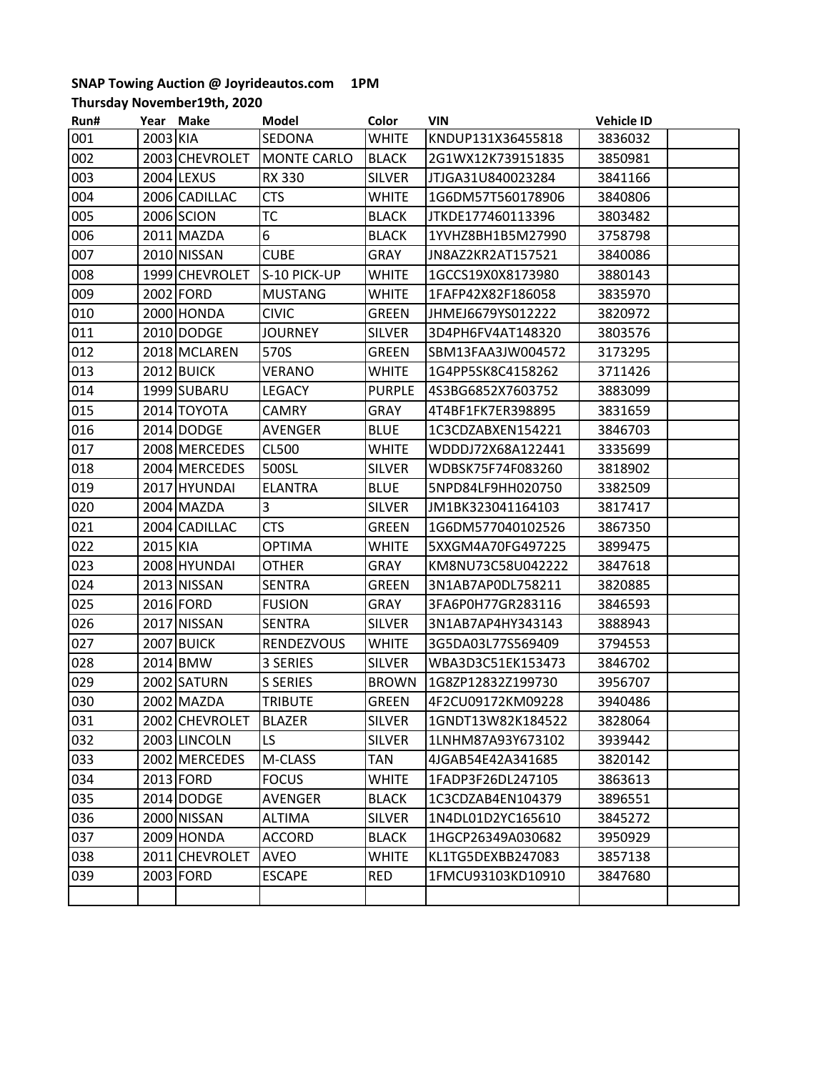**SNAP Towing Auction @ Joyrideautos.com 1PM**

**Thursday November19th, 2020**

| Run# | Year | Make | Model | Color | VIN | Vehicle ID | |
|---|---|---|---|---|---|---|---|
| 001 | 2003 | KIA | SEDONA | WHITE | KNDUP131X36455818 | 3836032 | |
| 002 | 2003 | CHEVROLET | MONTE CARLO | BLACK | 2G1WX12K739151835 | 3850981 | |
| 003 | 2004 | LEXUS | RX 330 | SILVER | JTJGA31U840023284 | 3841166 | |
| 004 | 2006 | CADILLAC | CTS | WHITE | 1G6DM57T560178906 | 3840806 | |
| 005 | 2006 | SCION | TC | BLACK | JTKDE177460113396 | 3803482 | |
| 006 | 2011 | MAZDA | 6 | BLACK | 1YVHZ8BH1B5M27990 | 3758798 | |
| 007 | 2010 | NISSAN | CUBE | GRAY | JN8AZ2KR2AT157521 | 3840086 | |
| 008 | 1999 | CHEVROLET | S-10 PICK-UP | WHITE | 1GCCS19X0X8173980 | 3880143 | |
| 009 | 2002 | FORD | MUSTANG | WHITE | 1FAFP42X82F186058 | 3835970 | |
| 010 | 2000 | HONDA | CIVIC | GREEN | JHMEJ6679YS012222 | 3820972 | |
| 011 | 2010 | DODGE | JOURNEY | SILVER | 3D4PH6FV4AT148320 | 3803576 | |
| 012 | 2018 | MCLAREN | 570S | GREEN | SBM13FAA3JW004572 | 3173295 | |
| 013 | 2012 | BUICK | VERANO | WHITE | 1G4PP5SK8C4158262 | 3711426 | |
| 014 | 1999 | SUBARU | LEGACY | PURPLE | 4S3BG6852X7603752 | 3883099 | |
| 015 | 2014 | TOYOTA | CAMRY | GRAY | 4T4BF1FK7ER398895 | 3831659 | |
| 016 | 2014 | DODGE | AVENGER | BLUE | 1C3CDZABXEN154221 | 3846703 | |
| 017 | 2008 | MERCEDES | CL500 | WHITE | WDDDJ72X68A122441 | 3335699 | |
| 018 | 2004 | MERCEDES | 500SL | SILVER | WDBSK75F74F083260 | 3818902 | |
| 019 | 2017 | HYUNDAI | ELANTRA | BLUE | 5NPD84LF9HH020750 | 3382509 | |
| 020 | 2004 | MAZDA | 3 | SILVER | JM1BK323041164103 | 3817417 | |
| 021 | 2004 | CADILLAC | CTS | GREEN | 1G6DM577040102526 | 3867350 | |
| 022 | 2015 | KIA | OPTIMA | WHITE | 5XXGM4A70FG497225 | 3899475 | |
| 023 | 2008 | HYUNDAI | OTHER | GRAY | KM8NU73C58U042222 | 3847618 | |
| 024 | 2013 | NISSAN | SENTRA | GREEN | 3N1AB7AP0DL758211 | 3820885 | |
| 025 | 2016 | FORD | FUSION | GRAY | 3FA6P0H77GR283116 | 3846593 | |
| 026 | 2017 | NISSAN | SENTRA | SILVER | 3N1AB7AP4HY343143 | 3888943 | |
| 027 | 2007 | BUICK | RENDEZVOUS | WHITE | 3G5DA03L77S569409 | 3794553 | |
| 028 | 2014 | BMW | 3 SERIES | SILVER | WBA3D3C51EK153473 | 3846702 | |
| 029 | 2002 | SATURN | S SERIES | BROWN | 1G8ZP12832Z199730 | 3956707 | |
| 030 | 2002 | MAZDA | TRIBUTE | GREEN | 4F2CU09172KM09228 | 3940486 | |
| 031 | 2002 | CHEVROLET | BLAZER | SILVER | 1GNDT13W82K184522 | 3828064 | |
| 032 | 2003 | LINCOLN | LS | SILVER | 1LNHM87A93Y673102 | 3939442 | |
| 033 | 2002 | MERCEDES | M-CLASS | TAN | 4JGAB54E42A341685 | 3820142 | |
| 034 | 2013 | FORD | FOCUS | WHITE | 1FADP3F26DL247105 | 3863613 | |
| 035 | 2014 | DODGE | AVENGER | BLACK | 1C3CDZAB4EN104379 | 3896551 | |
| 036 | 2000 | NISSAN | ALTIMA | SILVER | 1N4DL01D2YC165610 | 3845272 | |
| 037 | 2009 | HONDA | ACCORD | BLACK | 1HGCP26349A030682 | 3950929 | |
| 038 | 2011 | CHEVROLET | AVEO | WHITE | KL1TG5DEXBB247083 | 3857138 | |
| 039 | 2003 | FORD | ESCAPE | RED | 1FMCU93103KD10910 | 3847680 | |
| | | | | | | | |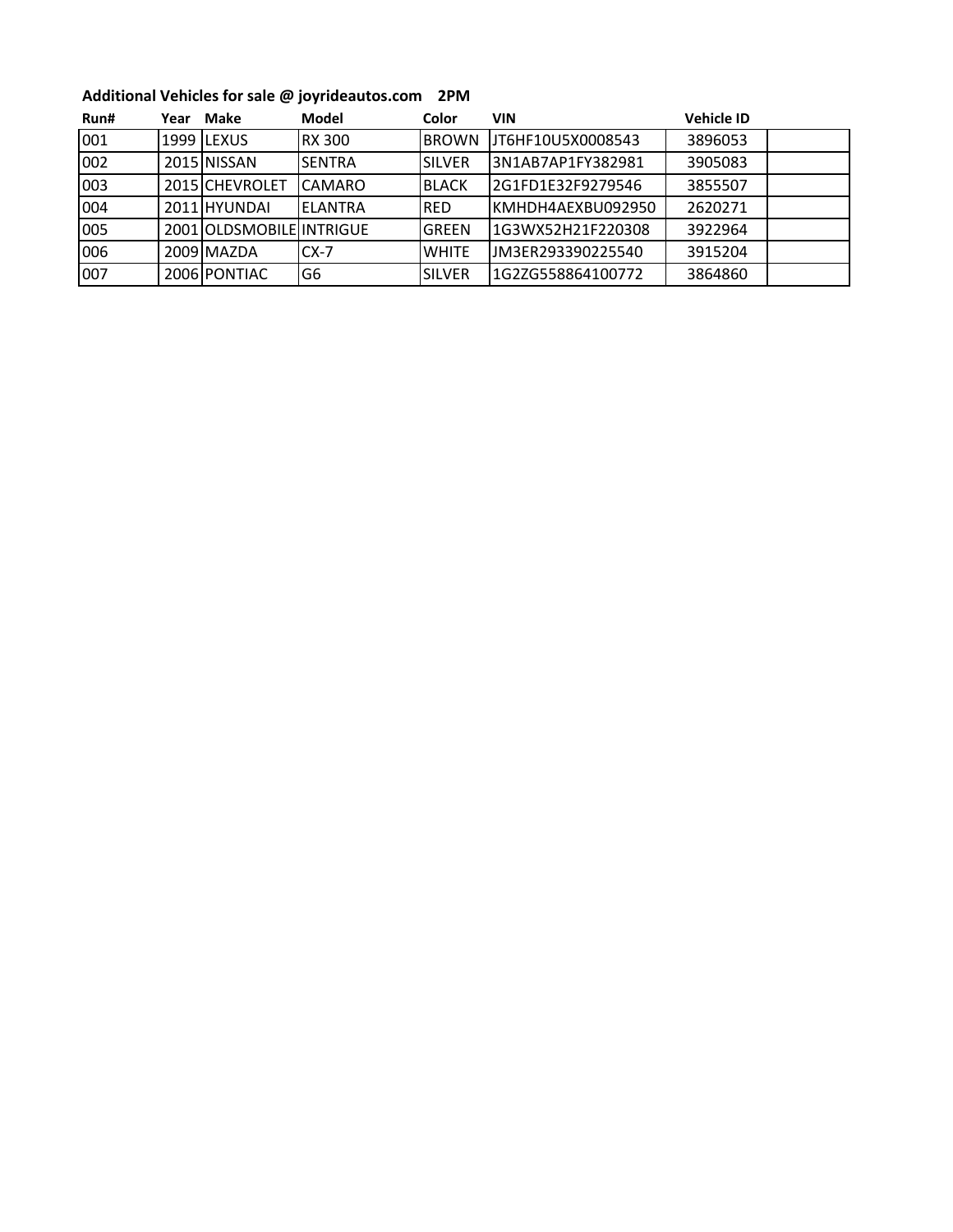**Additional Vehicles for sale @ joyrideautos.com 2PM**

| Run# | Year | Make | Model | Color | VIN | Vehicle ID | |
|---|---|---|---|---|---|---|---|
| 001 | 1999 | LEXUS | RX 300 | BROWN | JT6HF10U5X0008543 | 3896053 | |
| 002 | 2015 | NISSAN | SENTRA | SILVER | 3N1AB7AP1FY382981 | 3905083 | |
| 003 | 2015 | CHEVROLET | CAMARO | BLACK | 2G1FD1E32F9279546 | 3855507 | |
| 004 | 2011 | HYUNDAI | ELANTRA | RED | KMHDH4AEXBU092950 | 2620271 | |
| 005 | 2001 | OLDSMOBILE | INTRIGUE | GREEN | 1G3WX52H21F220308 | 3922964 | |
| 006 | 2009 | MAZDA | CX-7 | WHITE | JM3ER293390225540 | 3915204 | |
| 007 | 2006 | PONTIAC | G6 | SILVER | 1G2ZG558864100772 | 3864860 | |